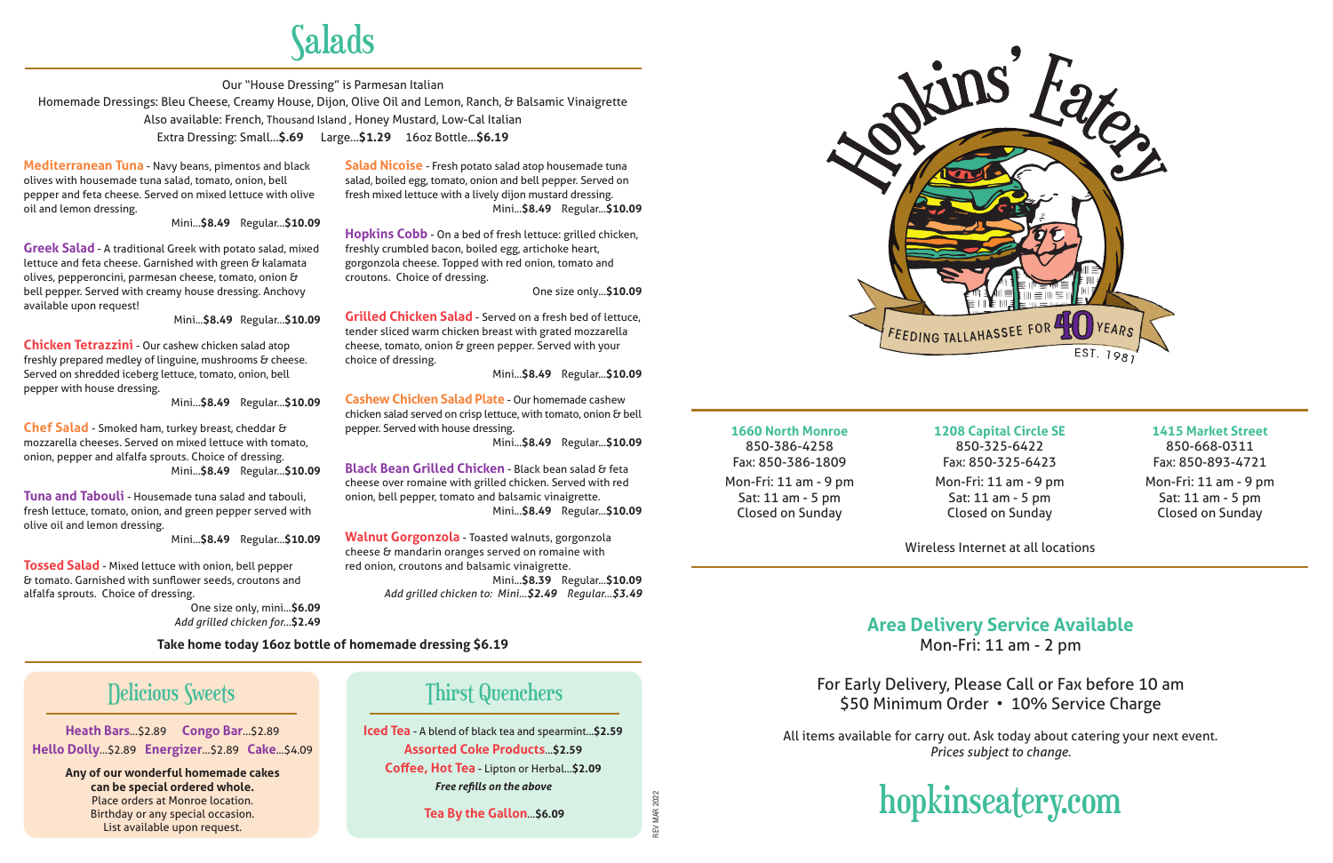# Salads

Our "House Dressing" is Parmesan Italian

Homemade Dressings: Bleu Cheese, Creamy House, Dijon, Olive Oil and Lemon, Ranch, & Balsamic Vinaigrette

Also available: French, Thousand Island , Honey Mustard, Low-Cal Italian

Extra Dressing: Small...**$.69** Large...**$1.29** 16oz Bottle...**$6.19**

**Mediterranean Tuna** - Navy beans, pimentos and black olives with housemade tuna salad, tomato, onion, bell pepper and feta cheese. Served on mixed lettuce with olive oil and lemon dressing.
Mini...**$8.49** Regular...**$10.09**

**Greek Salad** - A traditional Greek with potato salad, mixed lettuce and feta cheese. Garnished with green & kalamata olives, pepperoncini, parmesan cheese, tomato, onion & bell pepper. Served with creamy house dressing. Anchovy available upon request!
Mini...**$8.49** Regular...**$10.09**

**Chicken Tetrazzini** - Our cashew chicken salad atop freshly prepared medley of linguine, mushrooms & cheese. Served on shredded iceberg lettuce, tomato, onion, bell pepper with house dressing.
Mini...**$8.49** Regular...**$10.09**

**Chef Salad** - Smoked ham, turkey breast, cheddar & mozzarella cheeses. Served on mixed lettuce with tomato, onion, pepper and alfalfa sprouts. Choice of dressing.
Mini...**$8.49** Regular...**$10.09**

**Tuna and Tabouli** - Housemade tuna salad and tabouli, fresh lettuce, tomato, onion, and green pepper served with olive oil and lemon dressing.
Mini...**$8.49** Regular...**$10.09**

**Tossed Salad** - Mixed lettuce with onion, bell pepper & tomato. Garnished with sunflower seeds, croutons and alfalfa sprouts. Choice of dressing.
One size only, mini...**$6.09**
*Add grilled chicken for...***$2.49**

**Salad Nicoise** - Fresh potato salad atop housemade tuna salad, boiled egg, tomato, onion and bell pepper. Served on fresh mixed lettuce with a lively dijon mustard dressing.
Mini...**$8.49** Regular...**$10.09**

**Hopkins Cobb** - On a bed of fresh lettuce: grilled chicken, freshly crumbled bacon, boiled egg, artichoke heart, gorgonzola cheese. Topped with red onion, tomato and croutons. Choice of dressing.
One size only...**$10.09**

**Grilled Chicken Salad** - Served on a fresh bed of lettuce, tender sliced warm chicken breast with grated mozzarella cheese, tomato, onion & green pepper. Served with your choice of dressing.
Mini...**$8.49** Regular...**$10.09**

**Cashew Chicken Salad Plate** - Our homemade cashew chicken salad served on crisp lettuce, with tomato, onion & bell pepper. Served with house dressing.
Mini...**$8.49** Regular...**$10.09**

**Black Bean Grilled Chicken** - Black bean salad & feta cheese over romaine with grilled chicken. Served with red onion, bell pepper, tomato and balsamic vinaigrette.
Mini...**$8.49** Regular...**$10.09**

**Walnut Gorgonzola** - Toasted walnuts, gorgonzola cheese & mandarin oranges served on romaine with red onion, croutons and balsamic vinaigrette.
Mini...**$8.39** Regular...**$10.09**
*Add grilled chicken to: Mini...$2.49 Regular...$3.49*

**Take home today 16oz bottle of homemade dressing $6.19**

## Delicious Sweets

**Heath Bars**...$2.89 **Congo Bar**...$2.89
**Hello Dolly**...$2.89 **Energizer**...$2.89 **Cake**...$4.09

**Any of our wonderful homemade cakes can be special ordered whole.**
Place orders at Monroe location.
Birthday or any special occasion.
List available upon request.

## Thirst Quenchers

**Iced Tea** - A blend of black tea and spearmint...**$2.59**

**Assorted Coke Products**...**$2.59**

**Coffee, Hot Tea** - Lipton or Herbal...**$2.09**

***Free refills on the above***

**Tea By the Gallon**...**$6.09**

REV MAR 2022

# Hopkins' Eatery

FEEDING TALLAHASSEE FOR 40 YEARS

EST. 1981

**1660 North Monroe**
850-386-4258
Fax: 850-386-1809
Mon-Fri: 11 am - 9 pm
Sat: 11 am - 5 pm
Closed on Sunday

**1208 Capital Circle SE**
850-325-6422
Fax: 850-325-6423
Mon-Fri: 11 am - 9 pm
Sat: 11 am - 5 pm
Closed on Sunday

**1415 Market Street**
850-668-0311
Fax: 850-893-4721
Mon-Fri: 11 am - 9 pm
Sat: 11 am - 5 pm
Closed on Sunday

Wireless Internet at all locations

## Area Delivery Service Available

Mon-Fri: 11 am - 2 pm

For Early Delivery, Please Call or Fax before 10 am
$50 Minimum Order • 10% Service Charge

All items available for carry out. Ask today about catering your next event.
*Prices subject to change.*

hopkinseatery.com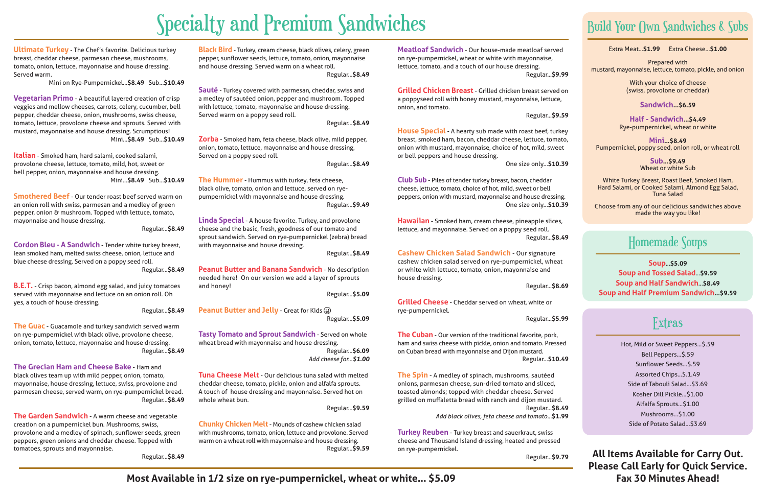# Specialty and Premium Sandwiches

**Ultimate Turkey** - The Chef's favorite. Delicious turkey breast, cheddar cheese, parmesan cheese, mushrooms, tomato, onion, lettuce, mayonnaise and house dressing. Served warm.
Mini on Rye-Pumpernickel...**$8.49** Sub...**$10.49**

**Vegetarian Primo** - A beautiful layered creation of crisp veggies and mellow cheeses, carrots, celery, cucumber, bell pepper, cheddar cheese, onion, mushrooms, swiss cheese, tomato, lettuce, provolone cheese and sprouts. Served with mustard, mayonnaise and house dressing. Scrumptious!
Mini...**$8.49** Sub...**$10.49**

**Italian** - Smoked ham, hard salami, cooked salami, provolone cheese, lettuce, tomato, mild, hot, sweet or bell pepper, onion, mayonnaise and house dressing.
Mini...**$8.49** Sub...**$10.49**

**Smothered Beef** - Our tender roast beef served warm on an onion roll with swiss, parmesan and a medley of green pepper, onion & mushroom. Topped with lettuce, tomato, mayonnaise and house dressing.
Regular...**$8.49**

**Cordon Bleu - A Sandwich** - Tender white turkey breast, lean smoked ham, melted swiss cheese, onion, lettuce and blue cheese dressing. Served on a poppy seed roll.
Regular...**$8.49**

**B.E.T.** - Crisp bacon, almond egg salad, and juicy tomatoes served with mayonnaise and lettuce on an onion roll. Oh yes, a touch of house dressing.
Regular...**$8.49**

**The Guac** - Guacamole and turkey sandwich served warm on rye-pumpernickel with black olive, provolone cheese, onion, tomato, lettuce, mayonnaise and house dressing.
Regular...**$8.49**

**The Grecian Ham and Cheese Bake** - Ham and black olives team up with mild pepper, onion, tomato, mayonnaise, house dressing, lettuce, swiss, provolone and parmesan cheese, served warm, on rye-pumpernickel bread.
Regular...**$8.49**

**The Garden Sandwich** - A warm cheese and vegetable creation on a pumpernickel bun. Mushrooms, swiss, provolone and a medley of spinach, sunflower seeds, green peppers, green onions and cheddar cheese. Topped with tomatoes, sprouts and mayonnaise.
Regular...**$8.49**

**Black Bird** - Turkey, cream cheese, black olives, celery, green pepper, sunflower seeds, lettuce, tomato, onion, mayonnaise and house dressing. Served warm on a wheat roll.
Regular...**$8.49**

**Sauté** - Turkey covered with parmesan, cheddar, swiss and a medley of sautéed onion, pepper and mushroom. Topped with lettuce, tomato, mayonnaise and house dressing. Served warm on a poppy seed roll.
Regular...**$8.49**

**Zorba** - Smoked ham, feta cheese, black olive, mild pepper, onion, tomato, lettuce, mayonnaise and house dressing, Served on a poppy seed roll.
Regular...**$8.49**

**The Hummer** - Hummus with turkey, feta cheese, black olive, tomato, onion and lettuce, served on rye-pumpernickel with mayonnaise and house dressing.
Regular...**$9.49**

**Linda Special** - A house favorite. Turkey, and provolone cheese and the basic, fresh, goodness of our tomato and sprout sandwich. Served on rye-pumpernickel (zebra) bread with mayonnaise and house dressing.
Regular...**$8.49**

**Peanut Butter and Banana Sandwich** - No description needed here! On our version we add a layer of sprouts and honey!
Regular...**$5.09**

**Peanut Butter and Jelly** - Great for Kids ☺
Regular...**$5.09**

**Tasty Tomato and Sprout Sandwich** - Served on whole wheat bread with mayonnaise and house dressing.
Regular...**$6.09**
*Add cheese for...**$1.00***

**Tuna Cheese Melt** - Our delicious tuna salad with melted cheddar cheese, tomato, pickle, onion and alfalfa sprouts. A touch of house dressing and mayonnaise. Served hot on whole wheat bun.
Regular...**$9.59**

**Chunky Chicken Melt** - Mounds of cashew chicken salad with mushrooms, tomato, onion, lettuce and provolone. Served warm on a wheat roll with mayonnaise and house dressing.
Regular...**$9.59**

**Meatloaf Sandwich** - Our house-made meatloaf served on rye-pumpernickel, wheat or white with mayonnaise, lettuce, tomato, and a touch of house dressing.
Regular...**$9.99**

**Grilled Chicken Breast** - Grilled chicken breast served on a poppyseed roll with honey mustard, mayonnaise, lettuce, onion, and tomato.
Regular...**$9.59**

**House Special** - A hearty sub made with roast beef, turkey breast, smoked ham, bacon, cheddar cheese, lettuce, tomato, onion with mustard, mayonnaise, choice of hot, mild, sweet or bell peppers and house dressing.
One size only...**$10.39**

**Club Sub** - Piles of tender turkey breast, bacon, cheddar cheese, lettuce, tomato, choice of hot, mild, sweet or bell peppers, onion with mustard, mayonnaise and house dressing.
One size only...**$10.39**

**Hawaiian** - Smoked ham, cream cheese, pineapple slices, lettuce, and mayonnaise. Served on a poppy seed roll.
Regular...**$8.49**

**Cashew Chicken Salad Sandwich** - Our signature cashew chicken salad served on rye-pumpernickel, wheat or white with lettuce, tomato, onion, mayonnaise and house dressing.
Regular...**$8.69**

**Grilled Cheese** - Cheddar served on wheat, white or rye-pumpernickel.
Regular...**$5.99**

**The Cuban** - Our version of the traditional favorite, pork, ham and swiss cheese with pickle, onion and tomato. Pressed on Cuban bread with mayonnaise and Dijon mustard.
Regular...**$10.49**

**The Spin** - A medley of spinach, mushrooms, sautéed onions, parmesan cheese, sun-dried tomato and sliced, toasted almonds; topped with cheddar cheese. Served grilled on muffaletta bread with ranch and dijon mustard.
Regular...**$8.49**
*Add black olives, feta cheese and tomato...**$1.99***

**Turkey Reuben** - Turkey breast and sauerkraut, swiss cheese and Thousand Island dressing, heated and pressed on rye-pumpernickel.
Regular...**$9.79**

**Most Available in 1/2 size on rye-pumpernickel, wheat or white... $5.09**

## Build Your Own Sandwiches & Subs

Extra Meat...**$1.99** Extra Cheese...**$1.00**

Prepared with mustard, mayonnaise, lettuce, tomato, pickle, and onion

With your choice of cheese (swiss, provolone or cheddar)

**Sandwich...$6.59**

**Half - Sandwich...$4.49**
Rye-pumpernickel, wheat or white

**Mini...$8.49**
Pumpernickel, poppy seed, onion roll, or wheat roll

**Sub...$9.49**
Wheat or white Sub

White Turkey Breast, Roast Beef, Smoked Ham, Hard Salami, or Cooked Salami, Almond Egg Salad, Tuna Salad

Choose from any of our delicious sandwiches above made the way you like!

## Homemade Soups

**Soup...$5.09**
**Soup and Tossed Salad...$9.59**
**Soup and Half Sandwich...$8.49**
**Soup and Half Premium Sandwich...$9.59**

## Extras

Hot, Mild or Sweet Peppers...$.59
Bell Peppers...$.59
Sunflower Seeds...$.59
Assorted Chips...$.1.49
Side of Tabouli Salad...$3.69
Kosher Dill Pickle...$1.00
Alfalfa Sprouts...$1.00
Mushrooms...$1.00
Side of Potato Salad...$3.69

**All Items Available for Carry Out. Please Call Early for Quick Service. Fax 30 Minutes Ahead!**